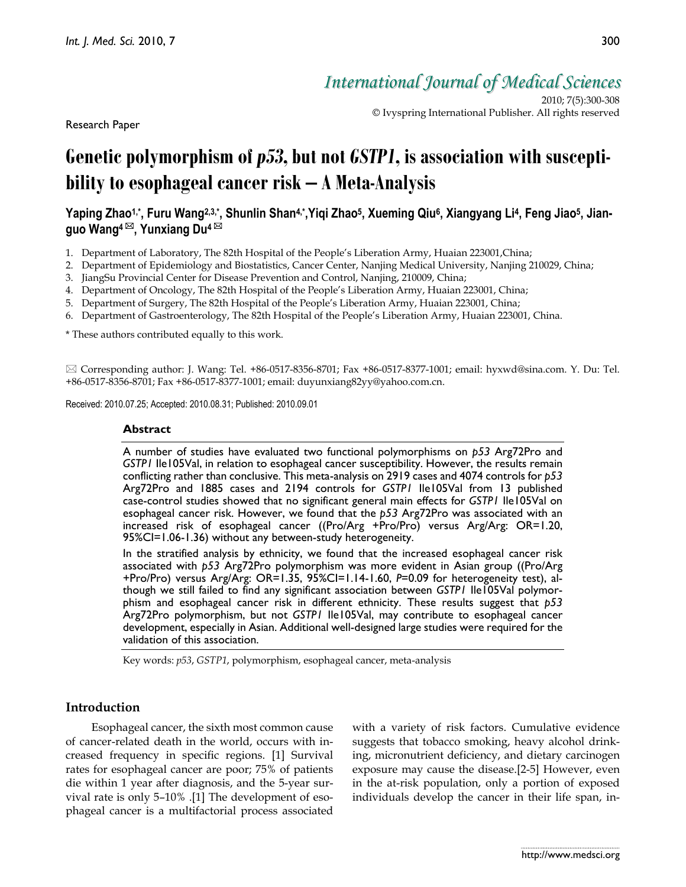Research Paper

# Genetic polymorphism of *p53*, but not *GSTP1*, is association with susceptibility to esophageal cancer risk – A Meta-Analysis

**Yaping Zhao[1,*], Furu Wang[2,3,*], Shunlin Shan[4,*], Yiqi Zhao[5], Xueming Qiu[6], Xiangyang Li[4], Feng Jiao[5], Jianguo Wang[4] ✉, Yunxiang Du[4] ✉**

1. Department of Laboratory, The 82th Hospital of the People's Liberation Army, Huaian 223001,China;
2. Department of Epidemiology and Biostatistics, Cancer Center, Nanjing Medical University, Nanjing 210029, China;
3. JiangSu Provincial Center for Disease Prevention and Control, Nanjing, 210009, China;
4. Department of Oncology, The 82th Hospital of the People's Liberation Army, Huaian 223001, China;
5. Department of Surgery, The 82th Hospital of the People's Liberation Army, Huaian 223001, China;
6. Department of Gastroenterology, The 82th Hospital of the People's Liberation Army, Huaian 223001, China.

\* These authors contributed equally to this work.

✉ Corresponding author: J. Wang: Tel. +86-0517-8356-8701; Fax +86-0517-8377-1001; email: hyxwd@sina.com. Y. Du: Tel. +86-0517-8356-8701; Fax +86-0517-8377-1001; email: duyunxiang82yy@yahoo.com.cn.

Received: 2010.07.25; Accepted: 2010.08.31; Published: 2010.09.01

## Abstract

A number of studies have evaluated two functional polymorphisms on *p53* Arg72Pro and *GSTP1* Ile105Val, in relation to esophageal cancer susceptibility. However, the results remain conflicting rather than conclusive. This meta-analysis on 2919 cases and 4074 controls for *p53* Arg72Pro and 1885 cases and 2194 controls for *GSTP1* Ile105Val from 13 published case-control studies showed that no significant general main effects for *GSTP1* Ile105Val on esophageal cancer risk. However, we found that the *p53* Arg72Pro was associated with an increased risk of esophageal cancer ((Pro/Arg +Pro/Pro) versus Arg/Arg: OR=1.20, 95%CI=1.06-1.36) without any between-study heterogeneity.

In the stratified analysis by ethnicity, we found that the increased esophageal cancer risk associated with *p53* Arg72Pro polymorphism was more evident in Asian group ((Pro/Arg +Pro/Pro) versus Arg/Arg: OR=1.35, 95%CI=1.14-1.60, *P*=0.09 for heterogeneity test), although we still failed to find any significant association between *GSTP1* Ile105Val polymorphism and esophageal cancer risk in different ethnicity. These results suggest that *p53* Arg72Pro polymorphism, but not *GSTP1* Ile105Val, may contribute to esophageal cancer development, especially in Asian. Additional well-designed large studies were required for the validation of this association.

Key words: *p53*, *GSTP1*, polymorphism, esophageal cancer, meta-analysis

## Introduction

Esophageal cancer, the sixth most common cause of cancer-related death in the world, occurs with increased frequency in specific regions. [1] Survival rates for esophageal cancer are poor; 75% of patients die within 1 year after diagnosis, and the 5-year survival rate is only 5–10% .[1] The development of esophageal cancer is a multifactorial process associated with a variety of risk factors. Cumulative evidence suggests that tobacco smoking, heavy alcohol drinking, micronutrient deficiency, and dietary carcinogen exposure may cause the disease.[2-5] However, even in the at-risk population, only a portion of exposed individuals develop the cancer in their life span, in-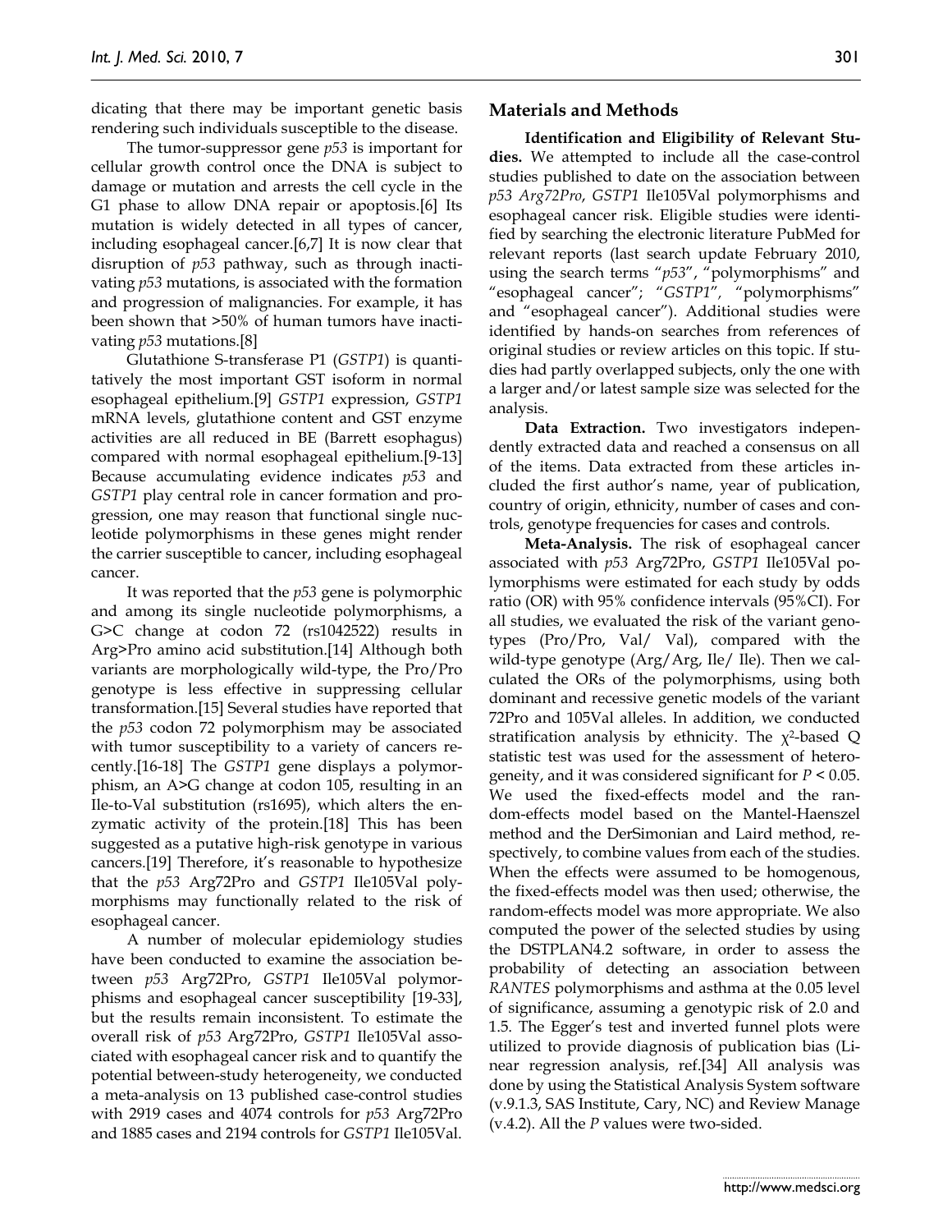dicating that there may be important genetic basis rendering such individuals susceptible to the disease.

The tumor-suppressor gene *p53* is important for cellular growth control once the DNA is subject to damage or mutation and arrests the cell cycle in the G1 phase to allow DNA repair or apoptosis.[6] Its mutation is widely detected in all types of cancer, including esophageal cancer.[6,7] It is now clear that disruption of *p53* pathway, such as through inactivating *p53* mutations, is associated with the formation and progression of malignancies. For example, it has been shown that >50% of human tumors have inactivating *p53* mutations.[8]

Glutathione S-transferase P1 (*GSTP1*) is quantitatively the most important GST isoform in normal esophageal epithelium.[9] *GSTP1* expression, *GSTP1* mRNA levels, glutathione content and GST enzyme activities are all reduced in BE (Barrett esophagus) compared with normal esophageal epithelium.[9-13] Because accumulating evidence indicates *p53* and *GSTP1* play central role in cancer formation and progression, one may reason that functional single nucleotide polymorphisms in these genes might render the carrier susceptible to cancer, including esophageal cancer.

It was reported that the *p53* gene is polymorphic and among its single nucleotide polymorphisms, a G>C change at codon 72 (rs1042522) results in Arg>Pro amino acid substitution.[14] Although both variants are morphologically wild-type, the Pro/Pro genotype is less effective in suppressing cellular transformation.[15] Several studies have reported that the *p53* codon 72 polymorphism may be associated with tumor susceptibility to a variety of cancers recently.[16-18] The *GSTP1* gene displays a polymorphism, an A>G change at codon 105, resulting in an Ile-to-Val substitution (rs1695), which alters the enzymatic activity of the protein.[18] This has been suggested as a putative high-risk genotype in various cancers.[19] Therefore, it's reasonable to hypothesize that the *p53* Arg72Pro and *GSTP1* Ile105Val polymorphisms may functionally related to the risk of esophageal cancer.

A number of molecular epidemiology studies have been conducted to examine the association between *p53* Arg72Pro, *GSTP1* Ile105Val polymorphisms and esophageal cancer susceptibility [19-33], but the results remain inconsistent. To estimate the overall risk of *p53* Arg72Pro, *GSTP1* Ile105Val associated with esophageal cancer risk and to quantify the potential between-study heterogeneity, we conducted a meta-analysis on 13 published case-control studies with 2919 cases and 4074 controls for *p53* Arg72Pro and 1885 cases and 2194 controls for *GSTP1* Ile105Val.

## Materials and Methods

**Identification and Eligibility of Relevant Studies.** We attempted to include all the case-control studies published to date on the association between *p53 Arg72Pro*, *GSTP1* Ile105Val polymorphisms and esophageal cancer risk. Eligible studies were identified by searching the electronic literature PubMed for relevant reports (last search update February 2010, using the search terms "*p53*", "polymorphisms" and "esophageal cancer"; "*GSTP1*", "polymorphisms" and "esophageal cancer"). Additional studies were identified by hands-on searches from references of original studies or review articles on this topic. If studies had partly overlapped subjects, only the one with a larger and/or latest sample size was selected for the analysis.

**Data Extraction.** Two investigators independently extracted data and reached a consensus on all of the items. Data extracted from these articles included the first author's name, year of publication, country of origin, ethnicity, number of cases and controls, genotype frequencies for cases and controls.

**Meta-Analysis.** The risk of esophageal cancer associated with *p53* Arg72Pro, *GSTP1* Ile105Val polymorphisms were estimated for each study by odds ratio (OR) with 95% confidence intervals (95%CI). For all studies, we evaluated the risk of the variant genotypes (Pro/Pro, Val/ Val), compared with the wild-type genotype (Arg/Arg, Ile/ Ile). Then we calculated the ORs of the polymorphisms, using both dominant and recessive genetic models of the variant 72Pro and 105Val alleles. In addition, we conducted stratification analysis by ethnicity. The $\chi^2$-based Q statistic test was used for the assessment of heterogeneity, and it was considered significant for $P < 0.05$. We used the fixed-effects model and the random-effects model based on the Mantel-Haenszel method and the DerSimonian and Laird method, respectively, to combine values from each of the studies. When the effects were assumed to be homogenous, the fixed-effects model was then used; otherwise, the random-effects model was more appropriate. We also computed the power of the selected studies by using the DSTPLAN4.2 software, in order to assess the probability of detecting an association between *RANTES* polymorphisms and asthma at the 0.05 level of significance, assuming a genotypic risk of 2.0 and 1.5. The Egger's test and inverted funnel plots were utilized to provide diagnosis of publication bias (Linear regression analysis, ref.[34] All analysis was done by using the Statistical Analysis System software (v.9.1.3, SAS Institute, Cary, NC) and Review Manage (v.4.2). All the *P* values were two-sided.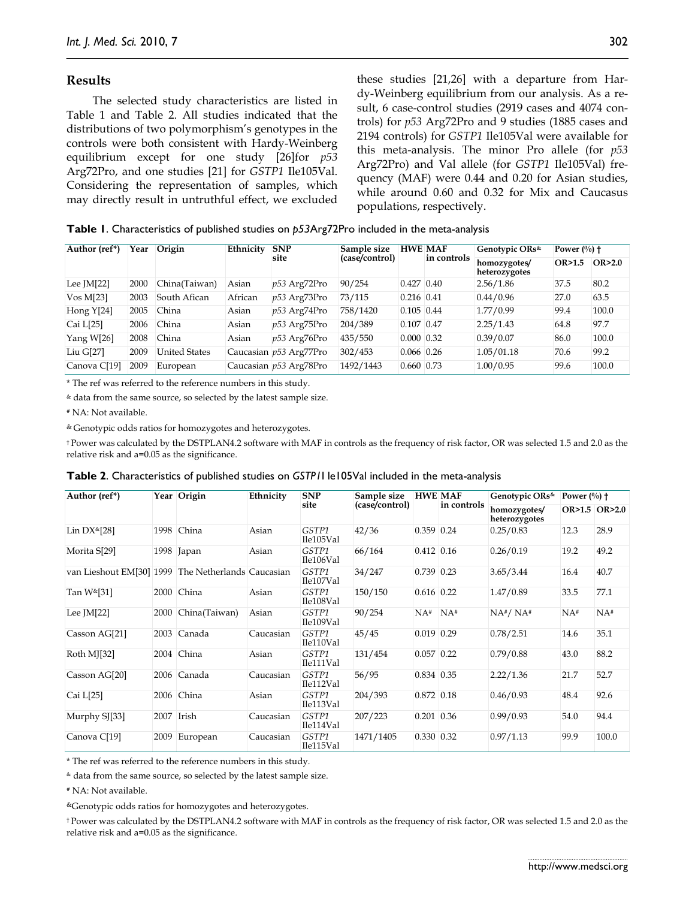## Results

The selected study characteristics are listed in Table 1 and Table 2. All studies indicated that the distributions of two polymorphism's genotypes in the controls were both consistent with Hardy-Weinberg equilibrium except for one study [26]for *p53* Arg72Pro, and one studies [21] for *GSTP1* Ile105Val. Considering the representation of samples, which may directly result in untruthful effect, we excluded these studies [21,26] with a departure from Hardy-Weinberg equilibrium from our analysis. As a result, 6 case-control studies (2919 cases and 4074 controls) for *p53* Arg72Pro and 9 studies (1885 cases and 2194 controls) for *GSTP1* Ile105Val were available for this meta-analysis. The minor Pro allele (for *p53* Arg72Pro) and Val allele (for *GSTP1* Ile105Val) frequency (MAF) were 0.44 and 0.20 for Asian studies, while around 0.60 and 0.32 for Mix and Caucasus populations, respectively.

**Table 1**. Characteristics of published studies on *p53*Arg72Pro included in the meta-analysis

| Author (ref*) | Year | Origin | Ethnicity | SNP site | Sample size (case/control) | HWE | MAF in controls | Genotypic ORs& | Power (%) † | |
|---|---|---|---|---|---|---|---|---|---|---|
| | | | | | | | | homozygotes/ heterozygotes | OR>1.5 | OR>2.0 |
| Lee JM[22] | 2000 | China(Taiwan) | Asian | *p53* Arg72Pro | 90/254 | 0.427 | 0.40 | 2.56/1.86 | 37.5 | 80.2 |
| Vos M[23] | 2003 | South Afican | African | *p53* Arg73Pro | 73/115 | 0.216 | 0.41 | 0.44/0.96 | 27.0 | 63.5 |
| Hong Y[24] | 2005 | China | Asian | *p53* Arg74Pro | 758/1420 | 0.105 | 0.44 | 1.77/0.99 | 99.4 | 100.0 |
| Cai L[25] | 2006 | China | Asian | *p53* Arg75Pro | 204/389 | 0.107 | 0.47 | 2.25/1.43 | 64.8 | 97.7 |
| Yang W[26] | 2008 | China | Asian | *p53* Arg76Pro | 435/550 | 0.000 | 0.32 | 0.39/0.07 | 86.0 | 100.0 |
| Liu G[27] | 2009 | United States | Caucasian | *p53* Arg77Pro | 302/453 | 0.066 | 0.26 | 1.05/01.18 | 70.6 | 99.2 |
| Canova C[19] | 2009 | European | Caucasian | *p53* Arg78Pro | 1492/1443 | 0.660 | 0.73 | 1.00/0.95 | 99.6 | 100.0 |

\* The ref was referred to the reference numbers in this study.

& data from the same source, so selected by the latest sample size.

\# NA: Not available.

& Genotypic odds ratios for homozygotes and heterozygotes.

† Power was calculated by the DSTPLAN4.2 software with MAF in controls as the frequency of risk factor, OR was selected 1.5 and 2.0 as the relative risk and a=0.05 as the significance.

**Table 2**. Characteristics of published studies on *GSTP1*I le105Val included in the meta-analysis

| Author (ref*) | Year | Origin | Ethnicity | SNP site | Sample size (case/control) | HWE | MAF in controls | Genotypic ORs& | Power (%) † | |
|---|---|---|---|---|---|---|---|---|---|---|
| | | | | | | | | homozygotes/ heterozygotes | OR>1.5 | OR>2.0 |
| Lin DX&[28] | 1998 | China | Asian | *GSTP1* Ile105Val | 42/36 | 0.359 | 0.24 | 0.25/0.83 | 12.3 | 28.9 |
| Morita S[29] | 1998 | Japan | Asian | *GSTP1* Ile106Val | 66/164 | 0.412 | 0.16 | 0.26/0.19 | 19.2 | 49.2 |
| van Lieshout EM[30] | 1999 | The Netherlands | Caucasian | *GSTP1* Ile107Val | 34/247 | 0.739 | 0.23 | 3.65/3.44 | 16.4 | 40.7 |
| Tan W&[31] | 2000 | China | Asian | *GSTP1* Ile108Val | 150/150 | 0.616 | 0.22 | 1.47/0.89 | 33.5 | 77.1 |
| Lee JM[22] | 2000 | China(Taiwan) | Asian | *GSTP1* Ile109Val | 90/254 | NA# | NA# | NA#/ NA# | NA# | NA# |
| Casson AG[21] | 2003 | Canada | Caucasian | *GSTP1* Ile110Val | 45/45 | 0.019 | 0.29 | 0.78/2.51 | 14.6 | 35.1 |
| Roth MJ[32] | 2004 | China | Asian | *GSTP1* Ile111Val | 131/454 | 0.057 | 0.22 | 0.79/0.88 | 43.0 | 88.2 |
| Casson AG[20] | 2006 | Canada | Caucasian | *GSTP1* Ile112Val | 56/95 | 0.834 | 0.35 | 2.22/1.36 | 21.7 | 52.7 |
| Cai L[25] | 2006 | China | Asian | *GSTP1* Ile113Val | 204/393 | 0.872 | 0.18 | 0.46/0.93 | 48.4 | 92.6 |
| Murphy SJ[33] | 2007 | Irish | Caucasian | *GSTP1* Ile114Val | 207/223 | 0.201 | 0.36 | 0.99/0.93 | 54.0 | 94.4 |
| Canova C[19] | 2009 | European | Caucasian | *GSTP1* Ile115Val | 1471/1405 | 0.330 | 0.32 | 0.97/1.13 | 99.9 | 100.0 |

\* The ref was referred to the reference numbers in this study.

& data from the same source, so selected by the latest sample size.

\# NA: Not available.

&Genotypic odds ratios for homozygotes and heterozygotes.

† Power was calculated by the DSTPLAN4.2 software with MAF in controls as the frequency of risk factor, OR was selected 1.5 and 2.0 as the relative risk and a=0.05 as the significance.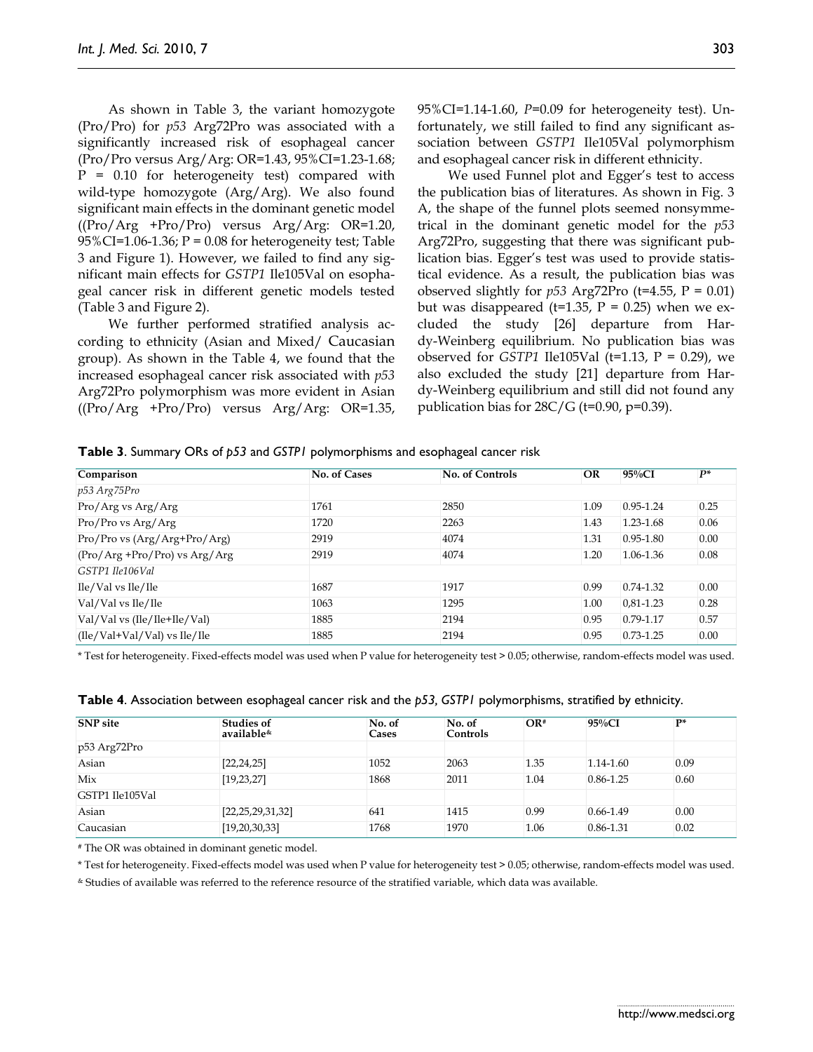As shown in Table 3, the variant homozygote (Pro/Pro) for *p53* Arg72Pro was associated with a significantly increased risk of esophageal cancer (Pro/Pro versus Arg/Arg: OR=1.43, 95%CI=1.23-1.68; P = 0.10 for heterogeneity test) compared with wild-type homozygote (Arg/Arg). We also found significant main effects in the dominant genetic model ((Pro/Arg +Pro/Pro) versus Arg/Arg: OR=1.20, 95%CI=1.06-1.36; P = 0.08 for heterogeneity test; Table 3 and Figure 1). However, we failed to find any significant main effects for *GSTP1* Ile105Val on esophageal cancer risk in different genetic models tested (Table 3 and Figure 2).

We further performed stratified analysis according to ethnicity (Asian and Mixed/ Caucasian group). As shown in the Table 4, we found that the increased esophageal cancer risk associated with *p53* Arg72Pro polymorphism was more evident in Asian ((Pro/Arg +Pro/Pro) versus Arg/Arg: OR=1.35, 95%CI=1.14-1.60, *P*=0.09 for heterogeneity test). Unfortunately, we still failed to find any significant association between *GSTP1* Ile105Val polymorphism and esophageal cancer risk in different ethnicity.

We used Funnel plot and Egger's test to access the publication bias of literatures. As shown in Fig. 3 A, the shape of the funnel plots seemed nonsymmetrical in the dominant genetic model for the *p53* Arg72Pro, suggesting that there was significant publication bias. Egger's test was used to provide statistical evidence. As a result, the publication bias was observed slightly for *p53* Arg72Pro (t=4.55, P = 0.01) but was disappeared (t=1.35, P = 0.25) when we excluded the study [26] departure from Hardy-Weinberg equilibrium. No publication bias was observed for *GSTP1* Ile105Val (t=1.13, P = 0.29), we also excluded the study [21] departure from Hardy-Weinberg equilibrium and still did not found any publication bias for 28C/G (t=0.90, p=0.39).

**Table 3**. Summary ORs of *p53* and *GSTP1* polymorphisms and esophageal cancer risk

| Comparison | No. of Cases | No. of Controls | OR | 95%CI | P* |
|---|---|---|---|---|---|
| *p53 Arg75Pro* | | | | | |
| Pro/Arg vs Arg/Arg | 1761 | 2850 | 1.09 | 0.95-1.24 | 0.25 |
| Pro/Pro vs Arg/Arg | 1720 | 2263 | 1.43 | 1.23-1.68 | 0.06 |
| Pro/Pro vs (Arg/Arg+Pro/Arg) | 2919 | 4074 | 1.31 | 0.95-1.80 | 0.00 |
| (Pro/Arg +Pro/Pro) vs Arg/Arg | 2919 | 4074 | 1.20 | 1.06-1.36 | 0.08 |
| *GSTP1 Ile106Val* | | | | | |
| Ile/Val vs Ile/Ile | 1687 | 1917 | 0.99 | 0.74-1.32 | 0.00 |
| Val/Val vs Ile/Ile | 1063 | 1295 | 1.00 | 0,81-1.23 | 0.28 |
| Val/Val vs (Ile/Ile+Ile/Val) | 1885 | 2194 | 0.95 | 0.79-1.17 | 0.57 |
| (Ile/Val+Val/Val) vs Ile/Ile | 1885 | 2194 | 0.95 | 0.73-1.25 | 0.00 |

\* Test for heterogeneity. Fixed-effects model was used when P value for heterogeneity test > 0.05; otherwise, random-effects model was used.

**Table 4**. Association between esophageal cancer risk and the *p53*, *GSTP1* polymorphisms, stratified by ethnicity.

| SNP site | Studies of available& | No. of Cases | No. of Controls | OR# | 95%CI | P* |
|---|---|---|---|---|---|---|
| p53 Arg72Pro | | | | | | |
| Asian | [22,24,25] | 1052 | 2063 | 1.35 | 1.14-1.60 | 0.09 |
| Mix | [19,23,27] | 1868 | 2011 | 1.04 | 0.86-1.25 | 0.60 |
| GSTP1 Ile105Val | | | | | | |
| Asian | [22,25,29,31,32] | 641 | 1415 | 0.99 | 0.66-1.49 | 0.00 |
| Caucasian | [19,20,30,33] | 1768 | 1970 | 1.06 | 0.86-1.31 | 0.02 |

# The OR was obtained in dominant genetic model.

\* Test for heterogeneity. Fixed-effects model was used when P value for heterogeneity test > 0.05; otherwise, random-effects model was used.

& Studies of available was referred to the reference resource of the stratified variable, which data was available.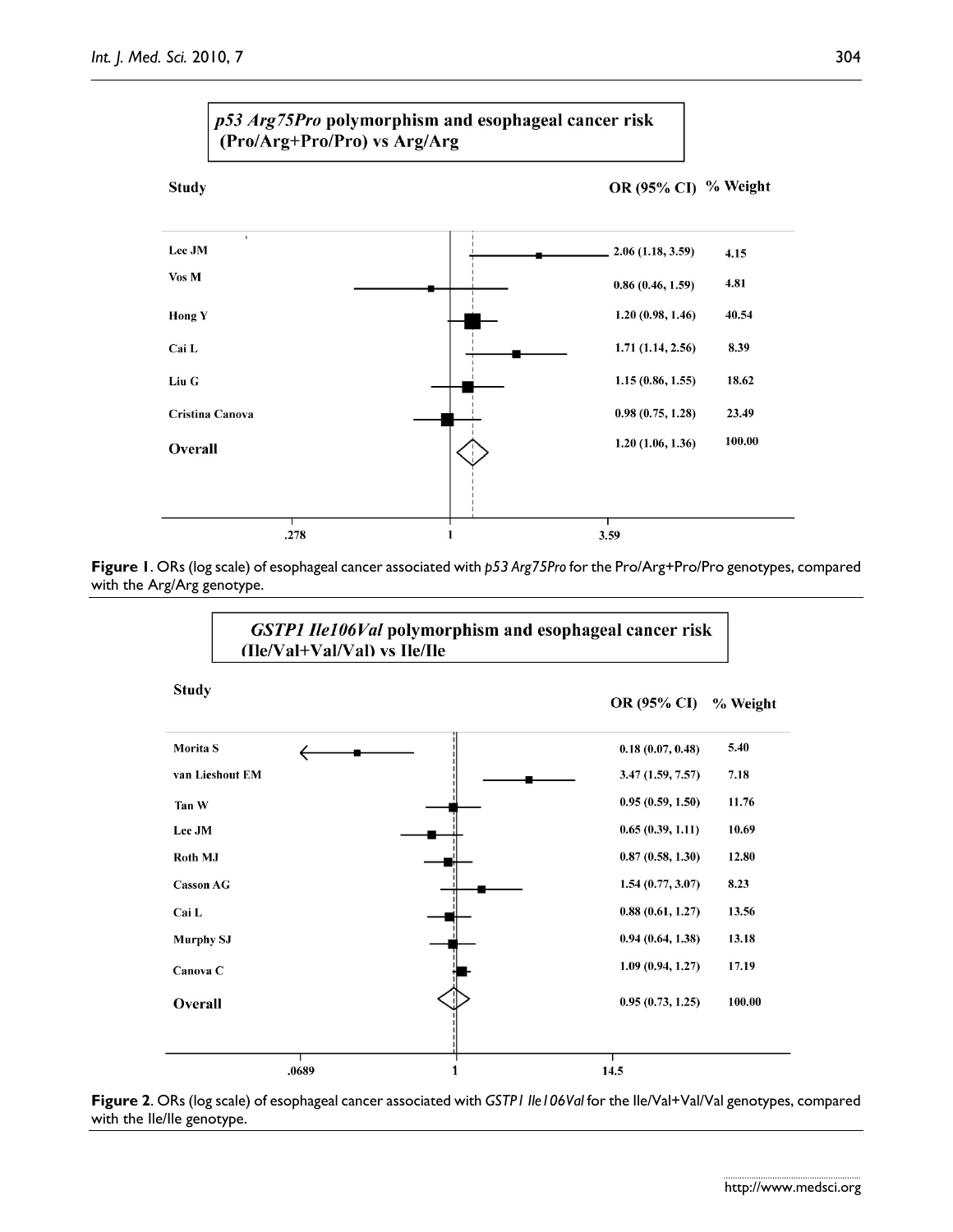***p53 Arg75Pro* polymorphism and esophageal cancer risk (Pro/Arg+Pro/Pro) vs Arg/Arg**

| Study | OR (95% CI) | % Weight |
|---|---|---|
| Lee JM | 2.06 (1.18, 3.59) | 4.15 |
| Vos M | 0.86 (0.46, 1.59) | 4.81 |
| Hong Y | 1.20 (0.98, 1.46) | 40.54 |
| Cai L | 1.71 (1.14, 2.56) | 8.39 |
| Liu G | 1.15 (0.86, 1.55) | 18.62 |
| Cristina Canova | 0.98 (0.75, 1.28) | 23.49 |
| **Overall** | 1.20 (1.06, 1.36) | 100.00 |

Axis: .278, 1, 3.59

**Figure 1**. ORs (log scale) of esophageal cancer associated with *p53 Arg75Pro* for the Pro/Arg+Pro/Pro genotypes, compared with the Arg/Arg genotype.

***GSTP1 Ile106Val* polymorphism and esophageal cancer risk (Ile/Val+Val/Val) vs Ile/Ile**

| Study | OR (95% CI) | % Weight |
|---|---|---|
| Morita S | 0.18 (0.07, 0.48) | 5.40 |
| van Lieshout EM | 3.47 (1.59, 7.57) | 7.18 |
| Tan W | 0.95 (0.59, 1.50) | 11.76 |
| Lee JM | 0.65 (0.39, 1.11) | 10.69 |
| Roth MJ | 0.87 (0.58, 1.30) | 12.80 |
| Casson AG | 1.54 (0.77, 3.07) | 8.23 |
| Cai L | 0.88 (0.61, 1.27) | 13.56 |
| Murphy SJ | 0.94 (0.64, 1.38) | 13.18 |
| Canova C | 1.09 (0.94, 1.27) | 17.19 |
| **Overall** | 0.95 (0.73, 1.25) | 100.00 |

Axis: .0689, 1, 14.5

**Figure 2**. ORs (log scale) of esophageal cancer associated with *GSTP1 Ile106Val* for the Ile/Val+Val/Val genotypes, compared with the Ile/Ile genotype.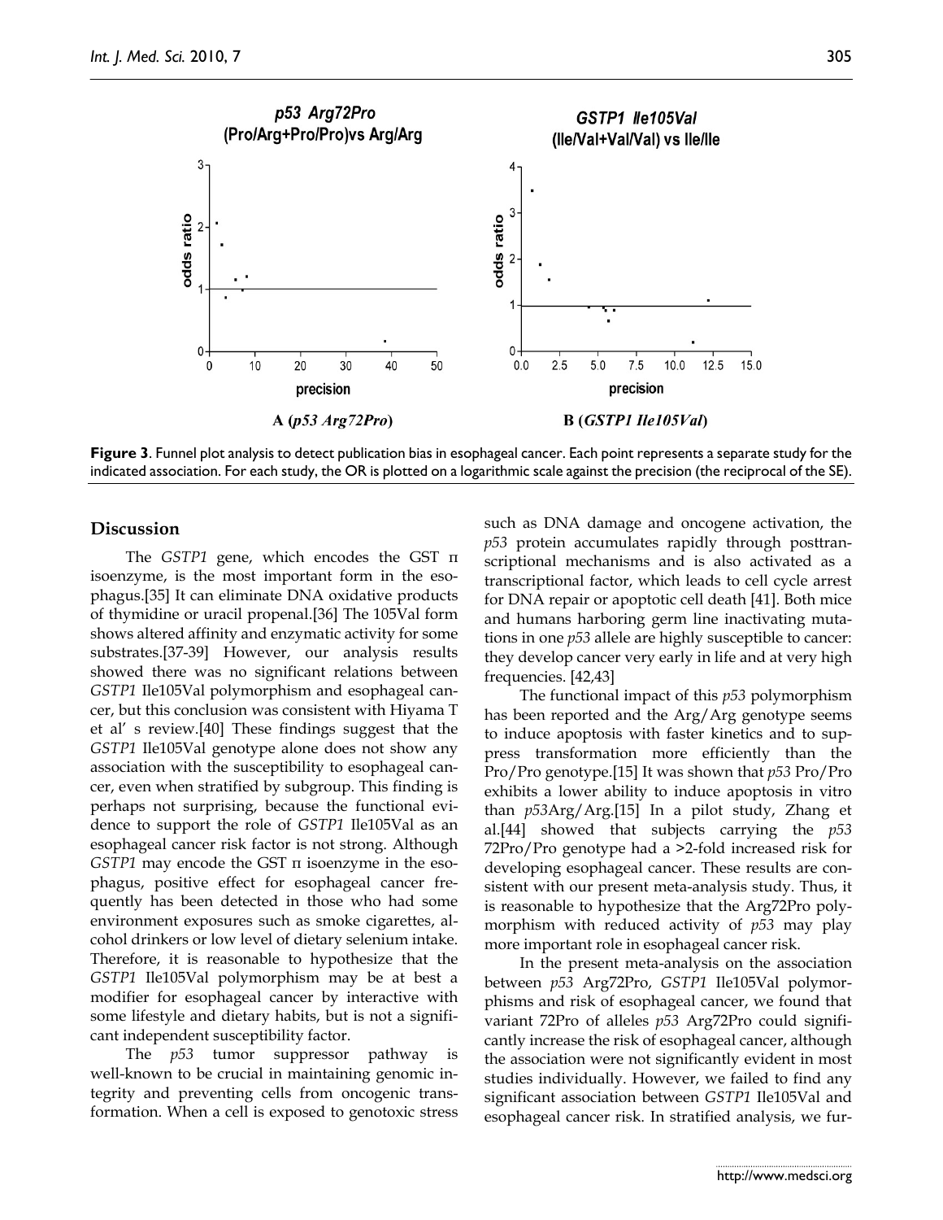**Figure 3**. Funnel plot analysis to detect publication bias in esophageal cancer. Each point represents a separate study for the indicated association. For each study, the OR is plotted on a logarithmic scale against the precision (the reciprocal of the SE).

## Discussion

The *GSTP1* gene, which encodes the GST π isoenzyme, is the most important form in the esophagus.[35] It can eliminate DNA oxidative products of thymidine or uracil propenal.[36] The 105Val form shows altered affinity and enzymatic activity for some substrates.[37-39] However, our analysis results showed there was no significant relations between *GSTP1* Ile105Val polymorphism and esophageal cancer, but this conclusion was consistent with Hiyama T et al' s review.[40] These findings suggest that the *GSTP1* Ile105Val genotype alone does not show any association with the susceptibility to esophageal cancer, even when stratified by subgroup. This finding is perhaps not surprising, because the functional evidence to support the role of *GSTP1* Ile105Val as an esophageal cancer risk factor is not strong. Although *GSTP1* may encode the GST π isoenzyme in the esophagus, positive effect for esophageal cancer frequently has been detected in those who had some environment exposures such as smoke cigarettes, alcohol drinkers or low level of dietary selenium intake. Therefore, it is reasonable to hypothesize that the *GSTP1* Ile105Val polymorphism may be at best a modifier for esophageal cancer by interactive with some lifestyle and dietary habits, but is not a significant independent susceptibility factor.

The *p53* tumor suppressor pathway is well-known to be crucial in maintaining genomic integrity and preventing cells from oncogenic transformation. When a cell is exposed to genotoxic stress such as DNA damage and oncogene activation, the *p53* protein accumulates rapidly through posttranscriptional mechanisms and is also activated as a transcriptional factor, which leads to cell cycle arrest for DNA repair or apoptotic cell death [41]. Both mice and humans harboring germ line inactivating mutations in one *p53* allele are highly susceptible to cancer: they develop cancer very early in life and at very high frequencies. [42,43]

The functional impact of this *p53* polymorphism has been reported and the Arg/Arg genotype seems to induce apoptosis with faster kinetics and to suppress transformation more efficiently than the Pro/Pro genotype.[15] It was shown that *p53* Pro/Pro exhibits a lower ability to induce apoptosis in vitro than *p53*Arg/Arg.[15] In a pilot study, Zhang et al.[44] showed that subjects carrying the *p53* 72Pro/Pro genotype had a >2-fold increased risk for developing esophageal cancer. These results are consistent with our present meta-analysis study. Thus, it is reasonable to hypothesize that the Arg72Pro polymorphism with reduced activity of *p53* may play more important role in esophageal cancer risk.

In the present meta-analysis on the association between *p53* Arg72Pro, *GSTP1* Ile105Val polymorphisms and risk of esophageal cancer, we found that variant 72Pro of alleles *p53* Arg72Pro could significantly increase the risk of esophageal cancer, although the association were not significantly evident in most studies individually. However, we failed to find any significant association between *GSTP1* Ile105Val and esophageal cancer risk. In stratified analysis, we fur-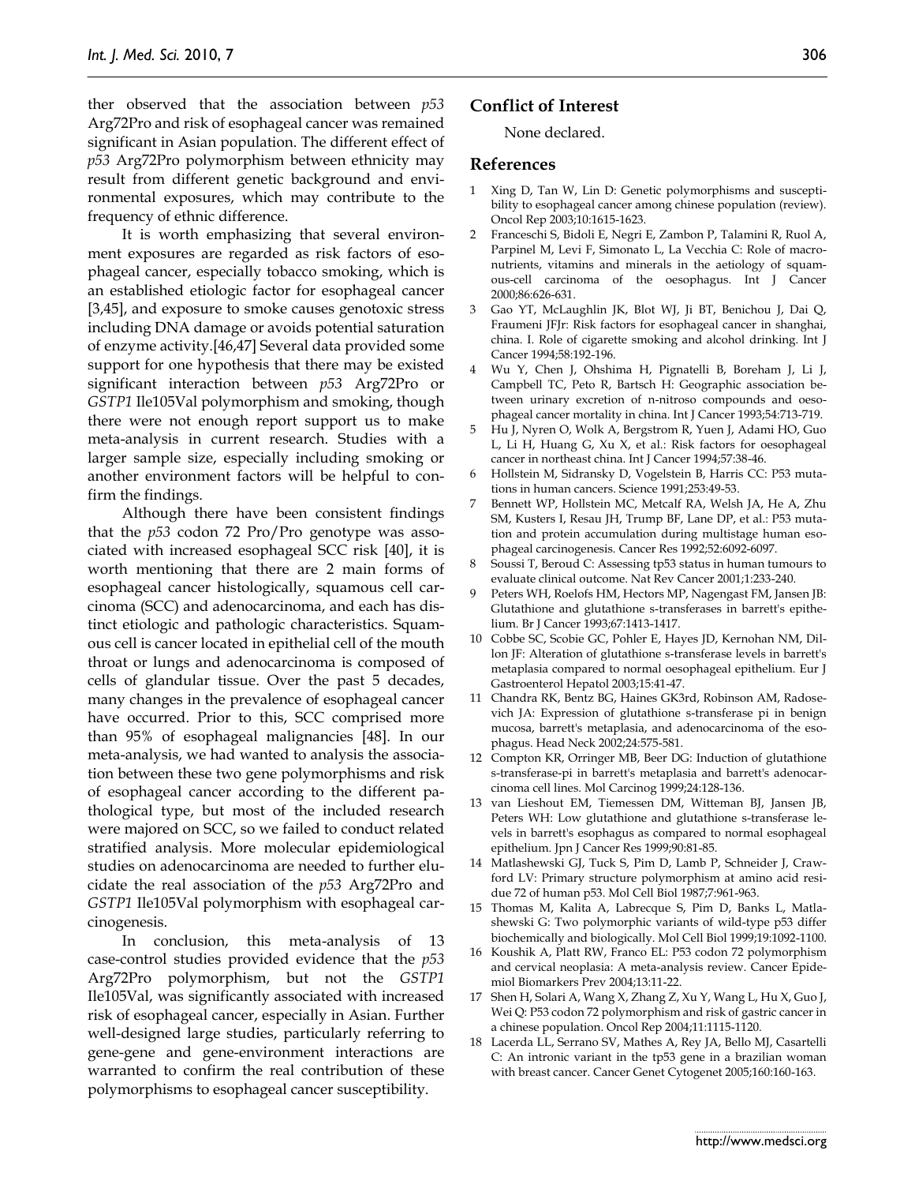ther observed that the association between *p53* Arg72Pro and risk of esophageal cancer was remained significant in Asian population. The different effect of *p53* Arg72Pro polymorphism between ethnicity may result from different genetic background and environmental exposures, which may contribute to the frequency of ethnic difference.

It is worth emphasizing that several environment exposures are regarded as risk factors of esophageal cancer, especially tobacco smoking, which is an established etiologic factor for esophageal cancer [3,45], and exposure to smoke causes genotoxic stress including DNA damage or avoids potential saturation of enzyme activity.[46,47] Several data provided some support for one hypothesis that there may be existed significant interaction between *p53* Arg72Pro or *GSTP1* Ile105Val polymorphism and smoking, though there were not enough report support us to make meta-analysis in current research. Studies with a larger sample size, especially including smoking or another environment factors will be helpful to confirm the findings.

Although there have been consistent findings that the *p53* codon 72 Pro/Pro genotype was associated with increased esophageal SCC risk [40], it is worth mentioning that there are 2 main forms of esophageal cancer histologically, squamous cell carcinoma (SCC) and adenocarcinoma, and each has distinct etiologic and pathologic characteristics. Squamous cell is cancer located in epithelial cell of the mouth throat or lungs and adenocarcinoma is composed of cells of glandular tissue. Over the past 5 decades, many changes in the prevalence of esophageal cancer have occurred. Prior to this, SCC comprised more than 95% of esophageal malignancies [48]. In our meta-analysis, we had wanted to analysis the association between these two gene polymorphisms and risk of esophageal cancer according to the different pathological type, but most of the included research were majored on SCC, so we failed to conduct related stratified analysis. More molecular epidemiological studies on adenocarcinoma are needed to further elucidate the real association of the *p53* Arg72Pro and *GSTP1* Ile105Val polymorphism with esophageal carcinogenesis.

In conclusion, this meta-analysis of 13 case-control studies provided evidence that the *p53* Arg72Pro polymorphism, but not the *GSTP1* Ile105Val, was significantly associated with increased risk of esophageal cancer, especially in Asian. Further well-designed large studies, particularly referring to gene-gene and gene-environment interactions are warranted to confirm the real contribution of these polymorphisms to esophageal cancer susceptibility.

## Conflict of Interest

None declared.

## References

1. Xing D, Tan W, Lin D: Genetic polymorphisms and susceptibility to esophageal cancer among chinese population (review). Oncol Rep 2003;10:1615-1623.
2. Franceschi S, Bidoli E, Negri E, Zambon P, Talamini R, Ruol A, Parpinel M, Levi F, Simonato L, La Vecchia C: Role of macronutrients, vitamins and minerals in the aetiology of squamous-cell carcinoma of the oesophagus. Int J Cancer 2000;86:626-631.
3. Gao YT, McLaughlin JK, Blot WJ, Ji BT, Benichou J, Dai Q, Fraumeni JFJr: Risk factors for esophageal cancer in shanghai, china. I. Role of cigarette smoking and alcohol drinking. Int J Cancer 1994;58:192-196.
4. Wu Y, Chen J, Ohshima H, Pignatelli B, Boreham J, Li J, Campbell TC, Peto R, Bartsch H: Geographic association between urinary excretion of n-nitroso compounds and oesophageal cancer mortality in china. Int J Cancer 1993;54:713-719.
5. Hu J, Nyren O, Wolk A, Bergstrom R, Yuen J, Adami HO, Guo L, Li H, Huang G, Xu X, et al.: Risk factors for oesophageal cancer in northeast china. Int J Cancer 1994;57:38-46.
6. Hollstein M, Sidransky D, Vogelstein B, Harris CC: P53 mutations in human cancers. Science 1991;253:49-53.
7. Bennett WP, Hollstein MC, Metcalf RA, Welsh JA, He A, Zhu SM, Kusters I, Resau JH, Trump BF, Lane DP, et al.: P53 mutation and protein accumulation during multistage human esophageal carcinogenesis. Cancer Res 1992;52:6092-6097.
8. Soussi T, Beroud C: Assessing tp53 status in human tumours to evaluate clinical outcome. Nat Rev Cancer 2001;1:233-240.
9. Peters WH, Roelofs HM, Hectors MP, Nagengast FM, Jansen JB: Glutathione and glutathione s-transferases in barrett's epithelium. Br J Cancer 1993;67:1413-1417.
10. Cobbe SC, Scobie GC, Pohler E, Hayes JD, Kernohan NM, Dillon JF: Alteration of glutathione s-transferase levels in barrett's metaplasia compared to normal oesophageal epithelium. Eur J Gastroenterol Hepatol 2003;15:41-47.
11. Chandra RK, Bentz BG, Haines GK3rd, Robinson AM, Radosevich JA: Expression of glutathione s-transferase pi in benign mucosa, barrett's metaplasia, and adenocarcinoma of the esophagus. Head Neck 2002;24:575-581.
12. Compton KR, Orringer MB, Beer DG: Induction of glutathione s-transferase-pi in barrett's metaplasia and barrett's adenocarcinoma cell lines. Mol Carcinog 1999;24:128-136.
13. van Lieshout EM, Tiemessen DM, Witteman BJ, Jansen JB, Peters WH: Low glutathione and glutathione s-transferase levels in barrett's esophagus as compared to normal esophageal epithelium. Jpn J Cancer Res 1999;90:81-85.
14. Matlashewski GJ, Tuck S, Pim D, Lamb P, Schneider J, Crawford LV: Primary structure polymorphism at amino acid residue 72 of human p53. Mol Cell Biol 1987;7:961-963.
15. Thomas M, Kalita A, Labrecque S, Pim D, Banks L, Matlashewski G: Two polymorphic variants of wild-type p53 differ biochemically and biologically. Mol Cell Biol 1999;19:1092-1100.
16. Koushik A, Platt RW, Franco EL: P53 codon 72 polymorphism and cervical neoplasia: A meta-analysis review. Cancer Epidemiol Biomarkers Prev 2004;13:11-22.
17. Shen H, Solari A, Wang X, Zhang Z, Xu Y, Wang L, Hu X, Guo J, Wei Q: P53 codon 72 polymorphism and risk of gastric cancer in a chinese population. Oncol Rep 2004;11:1115-1120.
18. Lacerda LL, Serrano SV, Mathes A, Rey JA, Bello MJ, Casartelli C: An intronic variant in the tp53 gene in a brazilian woman with breast cancer. Cancer Genet Cytogenet 2005;160:160-163.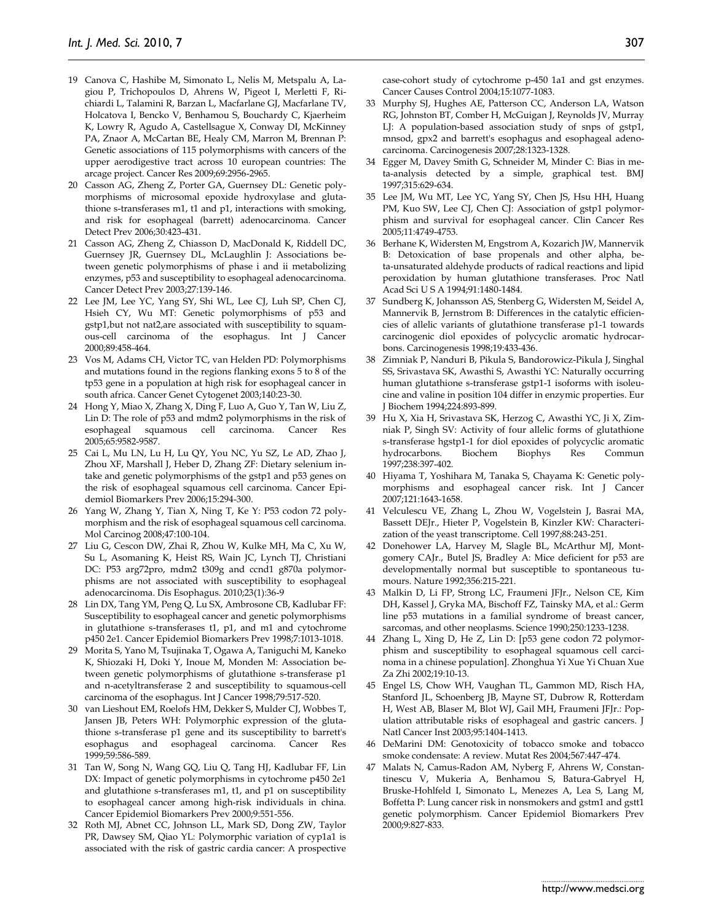19 Canova C, Hashibe M, Simonato L, Nelis M, Metspalu A, Lagiou P, Trichopoulos D, Ahrens W, Pigeot I, Merletti F, Richiardi L, Talamini R, Barzan L, Macfarlane GJ, Macfarlane TV, Holcatova I, Bencko V, Benhamou S, Bouchardy C, Kjaerheim K, Lowry R, Agudo A, Castellsague X, Conway DI, McKinney PA, Znaor A, McCartan BE, Healy CM, Marron M, Brennan P: Genetic associations of 115 polymorphisms with cancers of the upper aerodigestive tract across 10 european countries: The arcage project. Cancer Res 2009;69:2956-2965.

20 Casson AG, Zheng Z, Porter GA, Guernsey DL: Genetic polymorphisms of microsomal epoxide hydroxylase and glutathione s-transferases m1, t1 and p1, interactions with smoking, and risk for esophageal (barrett) adenocarcinoma. Cancer Detect Prev 2006;30:423-431.

21 Casson AG, Zheng Z, Chiasson D, MacDonald K, Riddell DC, Guernsey JR, Guernsey DL, McLaughlin J: Associations between genetic polymorphisms of phase i and ii metabolizing enzymes, p53 and susceptibility to esophageal adenocarcinoma. Cancer Detect Prev 2003;27:139-146.

22 Lee JM, Lee YC, Yang SY, Shi WL, Lee CJ, Luh SP, Chen CJ, Hsieh CY, Wu MT: Genetic polymorphisms of p53 and gstp1,but not nat2,are associated with susceptibility to squamous-cell carcinoma of the esophagus. Int J Cancer 2000;89:458-464.

23 Vos M, Adams CH, Victor TC, van Helden PD: Polymorphisms and mutations found in the regions flanking exons 5 to 8 of the tp53 gene in a population at high risk for esophageal cancer in south africa. Cancer Genet Cytogenet 2003;140:23-30.

24 Hong Y, Miao X, Zhang X, Ding F, Luo A, Guo Y, Tan W, Liu Z, Lin D: The role of p53 and mdm2 polymorphisms in the risk of esophageal squamous cell carcinoma. Cancer Res 2005;65:9582-9587.

25 Cai L, Mu LN, Lu H, Lu QY, You NC, Yu SZ, Le AD, Zhao J, Zhou XF, Marshall J, Heber D, Zhang ZF: Dietary selenium intake and genetic polymorphisms of the gstp1 and p53 genes on the risk of esophageal squamous cell carcinoma. Cancer Epidemiol Biomarkers Prev 2006;15:294-300.

26 Yang W, Zhang Y, Tian X, Ning T, Ke Y: P53 codon 72 polymorphism and the risk of esophageal squamous cell carcinoma. Mol Carcinog 2008;47:100-104.

27 Liu G, Cescon DW, Zhai R, Zhou W, Kulke MH, Ma C, Xu W, Su L, Asomaning K, Heist RS, Wain JC, Lynch TJ, Christiani DC: P53 arg72pro, mdm2 t309g and ccnd1 g870a polymorphisms are not associated with susceptibility to esophageal adenocarcinoma. Dis Esophagus. 2010;23(1):36-9

28 Lin DX, Tang YM, Peng Q, Lu SX, Ambrosone CB, Kadlubar FF: Susceptibility to esophageal cancer and genetic polymorphisms in glutathione s-transferases t1, p1, and m1 and cytochrome p450 2e1. Cancer Epidemiol Biomarkers Prev 1998;7:1013-1018.

29 Morita S, Yano M, Tsujinaka T, Ogawa A, Taniguchi M, Kaneko K, Shiozaki H, Doki Y, Inoue M, Monden M: Association between genetic polymorphisms of glutathione s-transferase p1 and n-acetyltransferase 2 and susceptibility to squamous-cell carcinoma of the esophagus. Int J Cancer 1998;79:517-520.

30 van Lieshout EM, Roelofs HM, Dekker S, Mulder CJ, Wobbes T, Jansen JB, Peters WH: Polymorphic expression of the glutathione s-transferase p1 gene and its susceptibility to barrett's esophagus and esophageal carcinoma. Cancer Res 1999;59:586-589.

31 Tan W, Song N, Wang GQ, Liu Q, Tang HJ, Kadlubar FF, Lin DX: Impact of genetic polymorphisms in cytochrome p450 2e1 and glutathione s-transferases m1, t1, and p1 on susceptibility to esophageal cancer among high-risk individuals in china. Cancer Epidemiol Biomarkers Prev 2000;9:551-556.

32 Roth MJ, Abnet CC, Johnson LL, Mark SD, Dong ZW, Taylor PR, Dawsey SM, Qiao YL: Polymorphic variation of cyp1a1 is associated with the risk of gastric cardia cancer: A prospective case-cohort study of cytochrome p-450 1a1 and gst enzymes. Cancer Causes Control 2004;15:1077-1083.

33 Murphy SJ, Hughes AE, Patterson CC, Anderson LA, Watson RG, Johnston BT, Comber H, McGuigan J, Reynolds JV, Murray LJ: A population-based association study of snps of gstp1, mnsod, gpx2 and barrett's esophagus and esophageal adenocarcinoma. Carcinogenesis 2007;28:1323-1328.

34 Egger M, Davey Smith G, Schneider M, Minder C: Bias in meta-analysis detected by a simple, graphical test. BMJ 1997;315:629-634.

35 Lee JM, Wu MT, Lee YC, Yang SY, Chen JS, Hsu HH, Huang PM, Kuo SW, Lee CJ, Chen CJ: Association of gstp1 polymorphism and survival for esophageal cancer. Clin Cancer Res 2005;11:4749-4753.

36 Berhane K, Widersten M, Engstrom A, Kozarich JW, Mannervik B: Detoxication of base propenals and other alpha, beta-unsaturated aldehyde products of radical reactions and lipid peroxidation by human glutathione transferases. Proc Natl Acad Sci U S A 1994;91:1480-1484.

37 Sundberg K, Johansson AS, Stenberg G, Widersten M, Seidel A, Mannervik B, Jernstrom B: Differences in the catalytic efficiencies of allelic variants of glutathione transferase p1-1 towards carcinogenic diol epoxides of polycyclic aromatic hydrocarbons. Carcinogenesis 1998;19:433-436.

38 Zimniak P, Nanduri B, Pikula S, Bandorowicz-Pikula J, Singhal SS, Srivastava SK, Awasthi S, Awasthi YC: Naturally occurring human glutathione s-transferase gstp1-1 isoforms with isoleucine and valine in position 104 differ in enzymic properties. Eur J Biochem 1994;224:893-899.

39 Hu X, Xia H, Srivastava SK, Herzog C, Awasthi YC, Ji X, Zimniak P, Singh SV: Activity of four allelic forms of glutathione s-transferase hgstp1-1 for diol epoxides of polycyclic aromatic hydrocarbons. Biochem Biophys Res Commun 1997;238:397-402.

40 Hiyama T, Yoshihara M, Tanaka S, Chayama K: Genetic polymorphisms and esophageal cancer risk. Int J Cancer 2007;121:1643-1658.

41 Velculescu VE, Zhang L, Zhou W, Vogelstein J, Basrai MA, Bassett DEJr., Hieter P, Vogelstein B, Kinzler KW: Characterization of the yeast transcriptome. Cell 1997;88:243-251.

42 Donehower LA, Harvey M, Slagle BL, McArthur MJ, Montgomery CAJr., Butel JS, Bradley A: Mice deficient for p53 are developmentally normal but susceptible to spontaneous tumours. Nature 1992;356:215-221.

43 Malkin D, Li FP, Strong LC, Fraumeni JFJr., Nelson CE, Kim DH, Kassel J, Gryka MA, Bischoff FZ, Tainsky MA, et al.: Germ line p53 mutations in a familial syndrome of breast cancer, sarcomas, and other neoplasms. Science 1990;250:1233-1238.

44 Zhang L, Xing D, He Z, Lin D: [p53 gene codon 72 polymorphism and susceptibility to esophageal squamous cell carcinoma in a chinese population]. Zhonghua Yi Xue Yi Chuan Xue Za Zhi 2002;19:10-13.

45 Engel LS, Chow WH, Vaughan TL, Gammon MD, Risch HA, Stanford JL, Schoenberg JB, Mayne ST, Dubrow R, Rotterdam H, West AB, Blaser M, Blot WJ, Gail MH, Fraumeni JFJr.: Population attributable risks of esophageal and gastric cancers. J Natl Cancer Inst 2003;95:1404-1413.

46 DeMarini DM: Genotoxicity of tobacco smoke and tobacco smoke condensate: A review. Mutat Res 2004;567:447-474.

47 Malats N, Camus-Radon AM, Nyberg F, Ahrens W, Constantinescu V, Mukeria A, Benhamou S, Batura-Gabryel H, Bruske-Hohlfeld I, Simonato L, Menezes A, Lea S, Lang M, Boffetta P: Lung cancer risk in nonsmokers and gstm1 and gstt1 genetic polymorphism. Cancer Epidemiol Biomarkers Prev 2000;9:827-833.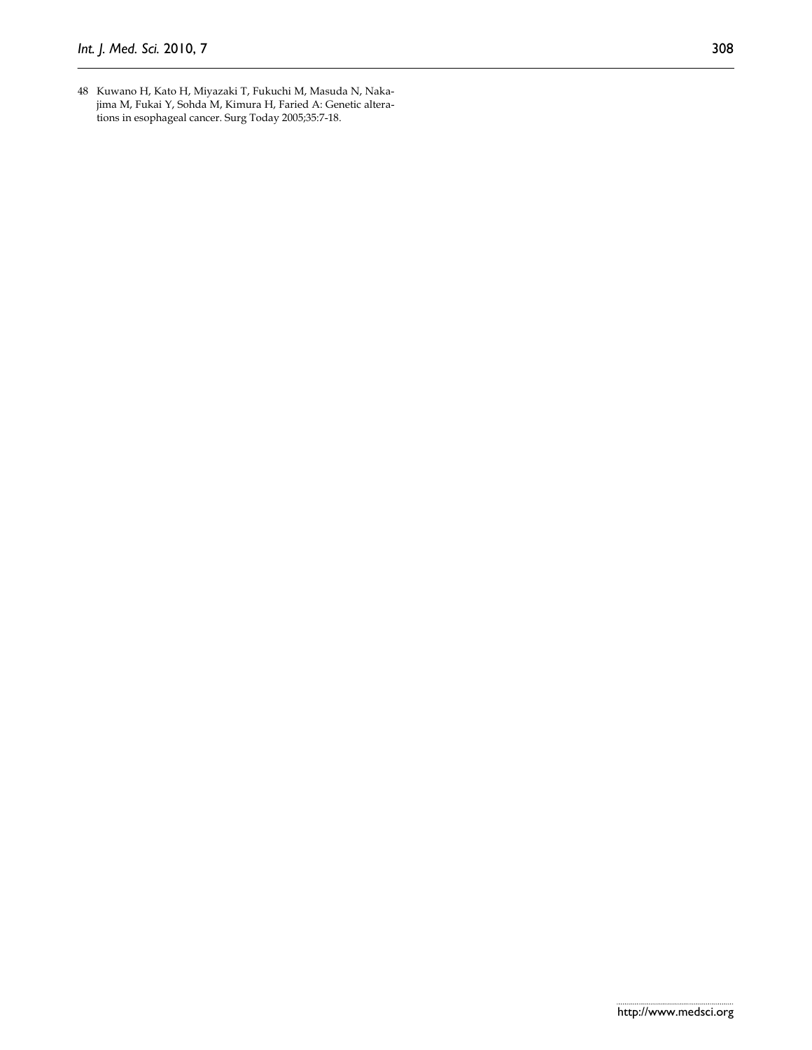48 Kuwano H, Kato H, Miyazaki T, Fukuchi M, Masuda N, Nakajima M, Fukai Y, Sohda M, Kimura H, Faried A: Genetic alterations in esophageal cancer. Surg Today 2005;35:7-18.